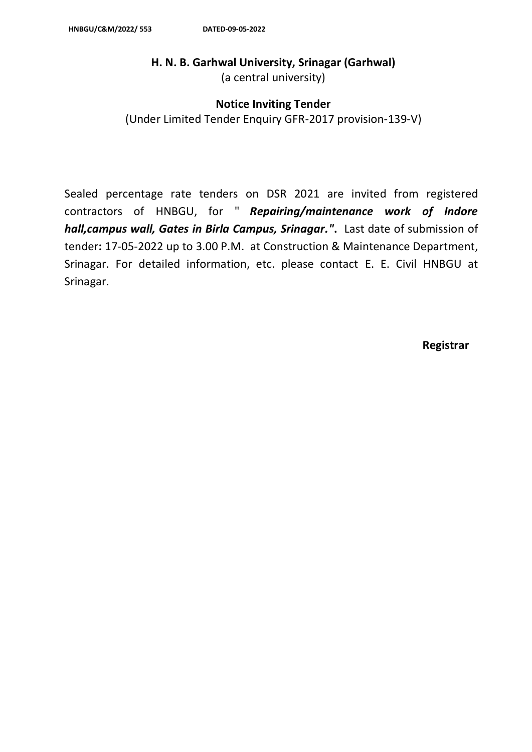HNBGU/C&M/2022/ 553 DATED-09-05-2022

## H. N. B. Garhwal University, Srinagar (Garhwal)

(a central university)

### Notice Inviting Tender

(Under Limited Tender Enquiry GFR-2017 provision-139-V)

Sealed percentage rate tenders on DSR 2021 are invited from registered contractors of HNBGU, for " ***Repairing/maintenance work of Indore hall,campus wall, Gates in Birla Campus, Srinagar."***. Last date of submission of tender**:** 17-05-2022 up to 3.00 P.M. at Construction & Maintenance Department, Srinagar. For detailed information, etc. please contact E. E. Civil HNBGU at Srinagar.

**Registrar**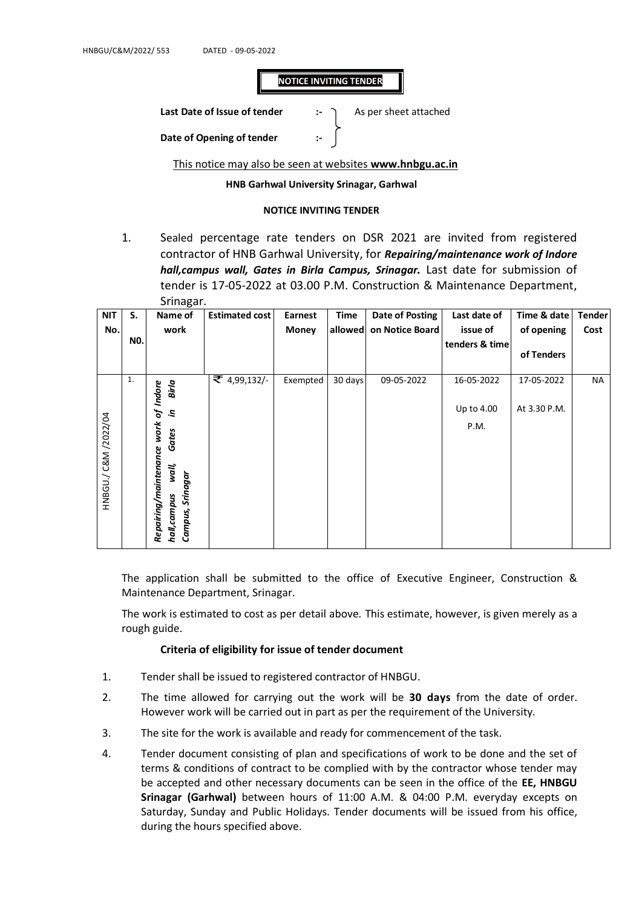HNBGU/C&M/2022/ 553 DATED - 09-05-2022

**NOTICE INVITING TENDER**

**Last Date of Issue of tender** :- As per sheet attached

**Date of Opening of tender** :-

This notice may also be seen at websites **www.hnbgu.ac.in**

**HNB Garhwal University Srinagar, Garhwal**

**NOTICE INVITING TENDER**

1. Sealed percentage rate tenders on DSR 2021 are invited from registered contractor of HNB Garhwal University, for ***Repairing/maintenance work of Indore hall,campus wall, Gates in Birla Campus, Srinagar.*** Last date for submission of tender is 17-05-2022 at 03.00 P.M. Construction & Maintenance Department, Srinagar.

| NIT No. | S. NO. | Name of work | Estimated cost | Earnest Money | Time allowed | Date of Posting on Notice Board | Last date of issue of tenders & time | Time & date of opening of Tenders | Tender Cost |
|---|---|---|---|---|---|---|---|---|---|
| HNBGU./ C&M /2022/04 | 1. | *Repairing/maintenance work of Indore hall,campus wall, Gates in Birla Campus, Srinagar* | ₹ 4,99,132/- | Exempted | 30 days | 09-05-2022 | 16-05-2022 Up to 4.00 P.M. | 17-05-2022 At 3.30 P.M. | NA |

The application shall be submitted to the office of Executive Engineer, Construction & Maintenance Department, Srinagar.

The work is estimated to cost as per detail above. This estimate, however, is given merely as a rough guide.

**Criteria of eligibility for issue of tender document**

1. Tender shall be issued to registered contractor of HNBGU.
2. The time allowed for carrying out the work will be **30 days** from the date of order. However work will be carried out in part as per the requirement of the University.
3. The site for the work is available and ready for commencement of the task.
4. Tender document consisting of plan and specifications of work to be done and the set of terms & conditions of contract to be complied with by the contractor whose tender may be accepted and other necessary documents can be seen in the office of the **EE, HNBGU Srinagar (Garhwal)** between hours of 11:00 A.M. & 04:00 P.M. everyday excepts on Saturday, Sunday and Public Holidays. Tender documents will be issued from his office, during the hours specified above.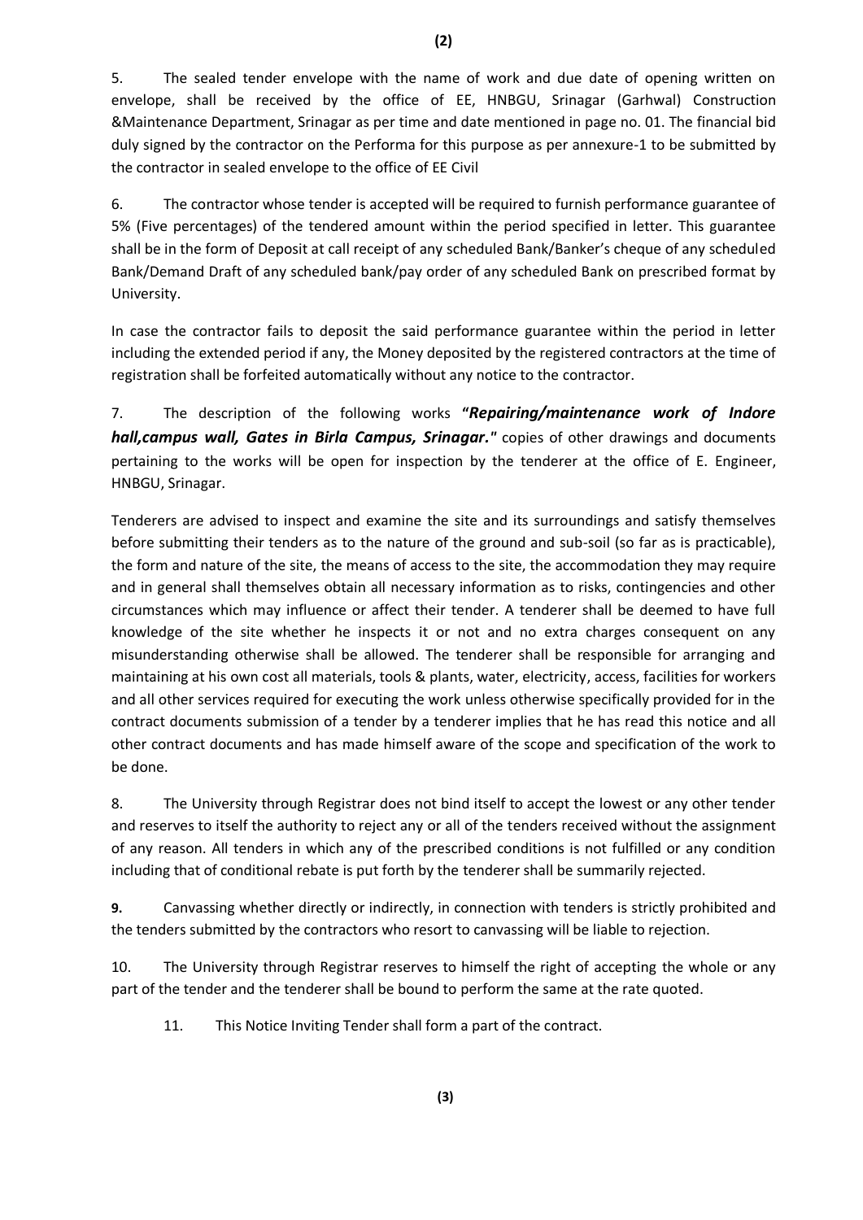5. The sealed tender envelope with the name of work and due date of opening written on envelope, shall be received by the office of EE, HNBGU, Srinagar (Garhwal) Construction &Maintenance Department, Srinagar as per time and date mentioned in page no. 01. The financial bid duly signed by the contractor on the Performa for this purpose as per annexure-1 to be submitted by the contractor in sealed envelope to the office of EE Civil

6. The contractor whose tender is accepted will be required to furnish performance guarantee of 5% (Five percentages) of the tendered amount within the period specified in letter. This guarantee shall be in the form of Deposit at call receipt of any scheduled Bank/Banker's cheque of any scheduled Bank/Demand Draft of any scheduled bank/pay order of any scheduled Bank on prescribed format by University.

In case the contractor fails to deposit the said performance guarantee within the period in letter including the extended period if any, the Money deposited by the registered contractors at the time of registration shall be forfeited automatically without any notice to the contractor.

7. The description of the following works **"*Repairing/maintenance work of Indore hall,campus wall, Gates in Birla Campus, Srinagar.*"** copies of other drawings and documents pertaining to the works will be open for inspection by the tenderer at the office of E. Engineer, HNBGU, Srinagar.

Tenderers are advised to inspect and examine the site and its surroundings and satisfy themselves before submitting their tenders as to the nature of the ground and sub-soil (so far as is practicable), the form and nature of the site, the means of access to the site, the accommodation they may require and in general shall themselves obtain all necessary information as to risks, contingencies and other circumstances which may influence or affect their tender. A tenderer shall be deemed to have full knowledge of the site whether he inspects it or not and no extra charges consequent on any misunderstanding otherwise shall be allowed. The tenderer shall be responsible for arranging and maintaining at his own cost all materials, tools & plants, water, electricity, access, facilities for workers and all other services required for executing the work unless otherwise specifically provided for in the contract documents submission of a tender by a tenderer implies that he has read this notice and all other contract documents and has made himself aware of the scope and specification of the work to be done.

8. The University through Registrar does not bind itself to accept the lowest or any other tender and reserves to itself the authority to reject any or all of the tenders received without the assignment of any reason. All tenders in which any of the prescribed conditions is not fulfilled or any condition including that of conditional rebate is put forth by the tenderer shall be summarily rejected.

**9.** Canvassing whether directly or indirectly, in connection with tenders is strictly prohibited and the tenders submitted by the contractors who resort to canvassing will be liable to rejection.

10. The University through Registrar reserves to himself the right of accepting the whole or any part of the tender and the tenderer shall be bound to perform the same at the rate quoted.

11. This Notice Inviting Tender shall form a part of the contract.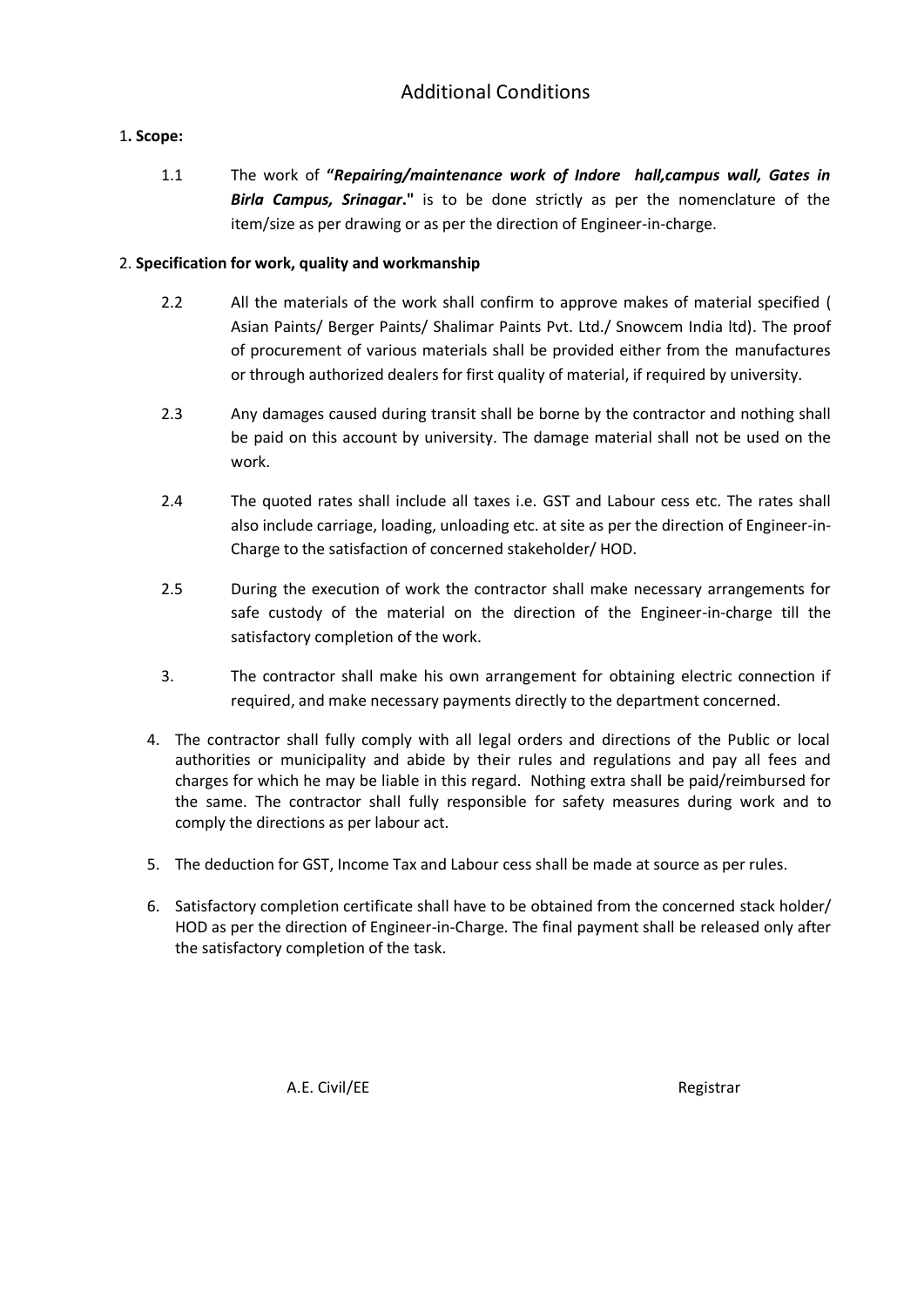# Additional Conditions

1. **Scope:**

1.1 The work of **"*Repairing/maintenance work of Indore hall,campus wall, Gates in Birla Campus, Srinagar*."** is to be done strictly as per the nomenclature of the item/size as per drawing or as per the direction of Engineer-in-charge.

2. **Specification for work, quality and workmanship**

2.2 All the materials of the work shall confirm to approve makes of material specified ( Asian Paints/ Berger Paints/ Shalimar Paints Pvt. Ltd./ Snowcem India ltd). The proof of procurement of various materials shall be provided either from the manufactures or through authorized dealers for first quality of material, if required by university.

2.3 Any damages caused during transit shall be borne by the contractor and nothing shall be paid on this account by university. The damage material shall not be used on the work.

2.4 The quoted rates shall include all taxes i.e. GST and Labour cess etc. The rates shall also include carriage, loading, unloading etc. at site as per the direction of Engineer-in-Charge to the satisfaction of concerned stakeholder/ HOD.

2.5 During the execution of work the contractor shall make necessary arrangements for safe custody of the material on the direction of the Engineer-in-charge till the satisfactory completion of the work.

3. The contractor shall make his own arrangement for obtaining electric connection if required, and make necessary payments directly to the department concerned.

4. The contractor shall fully comply with all legal orders and directions of the Public or local authorities or municipality and abide by their rules and regulations and pay all fees and charges for which he may be liable in this regard. Nothing extra shall be paid/reimbursed for the same. The contractor shall fully responsible for safety measures during work and to comply the directions as per labour act.

5. The deduction for GST, Income Tax and Labour cess shall be made at source as per rules.

6. Satisfactory completion certificate shall have to be obtained from the concerned stack holder/ HOD as per the direction of Engineer-in-Charge. The final payment shall be released only after the satisfactory completion of the task.

A.E. Civil/EE　　　　　　　　　　Registrar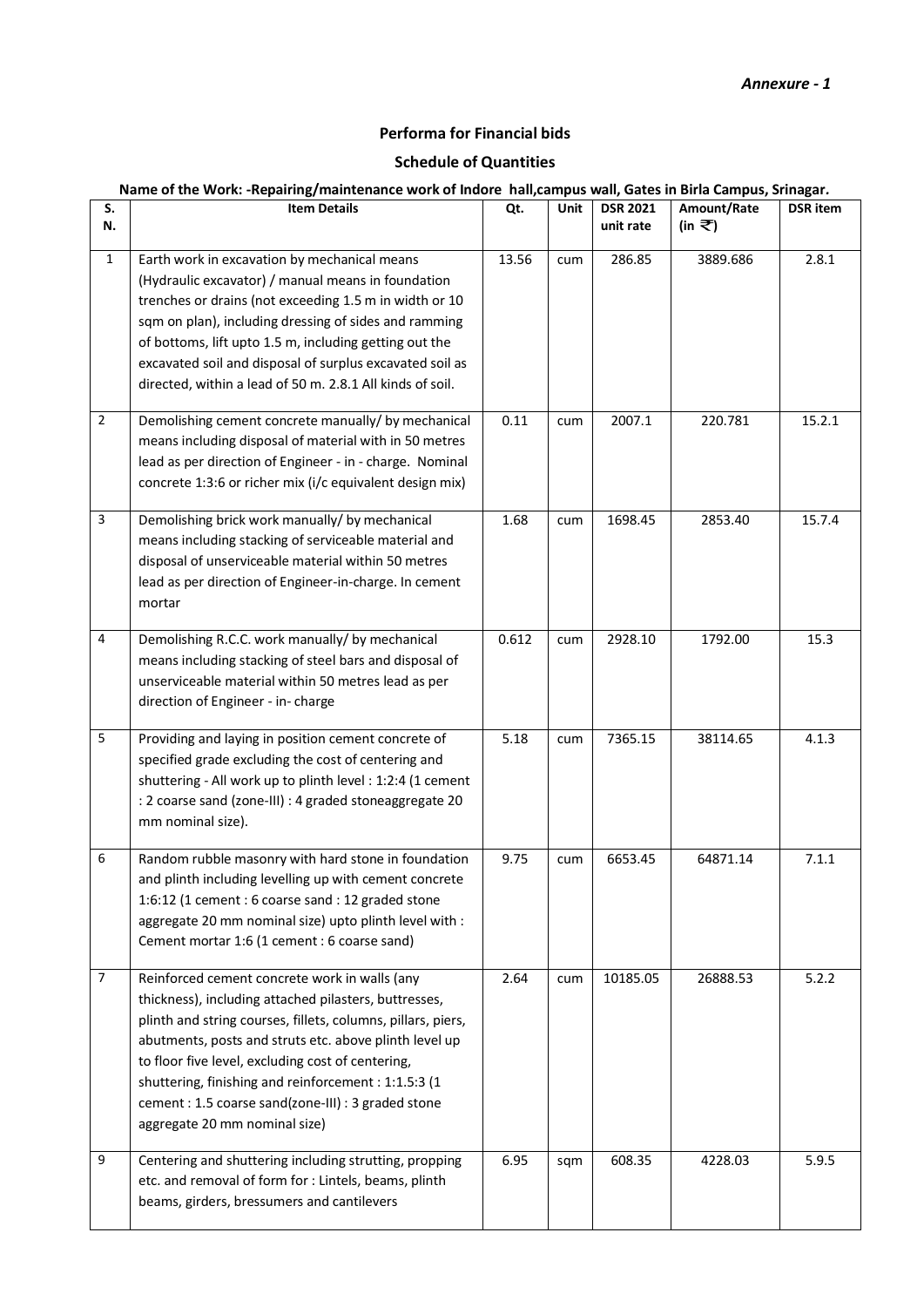*Annexure - 1*

## Performa for Financial bids

## Schedule of Quantities

**Name of the Work: -Repairing/maintenance work of Indore hall,campus wall, Gates in Birla Campus, Srinagar.**

| S. N. | Item Details | Qt. | Unit | DSR 2021 unit rate | Amount/Rate (in ₹) | DSR item |
|---|---|---|---|---|---|---|
| 1 | Earth work in excavation by mechanical means (Hydraulic excavator) / manual means in foundation trenches or drains (not exceeding 1.5 m in width or 10 sqm on plan), including dressing of sides and ramming of bottoms, lift upto 1.5 m, including getting out the excavated soil and disposal of surplus excavated soil as directed, within a lead of 50 m. 2.8.1 All kinds of soil. | 13.56 | cum | 286.85 | 3889.686 | 2.8.1 |
| 2 | Demolishing cement concrete manually/ by mechanical means including disposal of material with in 50 metres lead as per direction of Engineer - in - charge. Nominal concrete 1:3:6 or richer mix (i/c equivalent design mix) | 0.11 | cum | 2007.1 | 220.781 | 15.2.1 |
| 3 | Demolishing brick work manually/ by mechanical means including stacking of serviceable material and disposal of unserviceable material within 50 metres lead as per direction of Engineer-in-charge. In cement mortar | 1.68 | cum | 1698.45 | 2853.40 | 15.7.4 |
| 4 | Demolishing R.C.C. work manually/ by mechanical means including stacking of steel bars and disposal of unserviceable material within 50 metres lead as per direction of Engineer - in- charge | 0.612 | cum | 2928.10 | 1792.00 | 15.3 |
| 5 | Providing and laying in position cement concrete of specified grade excluding the cost of centering and shuttering - All work up to plinth level : 1:2:4 (1 cement : 2 coarse sand (zone-III) : 4 graded stoneaggregate 20 mm nominal size). | 5.18 | cum | 7365.15 | 38114.65 | 4.1.3 |
| 6 | Random rubble masonry with hard stone in foundation and plinth including levelling up with cement concrete 1:6:12 (1 cement : 6 coarse sand : 12 graded stone aggregate 20 mm nominal size) upto plinth level with : Cement mortar 1:6 (1 cement : 6 coarse sand) | 9.75 | cum | 6653.45 | 64871.14 | 7.1.1 |
| 7 | Reinforced cement concrete work in walls (any thickness), including attached pilasters, buttresses, plinth and string courses, fillets, columns, pillars, piers, abutments, posts and struts etc. above plinth level up to floor five level, excluding cost of centering, shuttering, finishing and reinforcement : 1:1.5:3 (1 cement : 1.5 coarse sand(zone-III) : 3 graded stone aggregate 20 mm nominal size) | 2.64 | cum | 10185.05 | 26888.53 | 5.2.2 |
| 9 | Centering and shuttering including strutting, propping etc. and removal of form for : Lintels, beams, plinth beams, girders, bressumers and cantilevers | 6.95 | sqm | 608.35 | 4228.03 | 5.9.5 |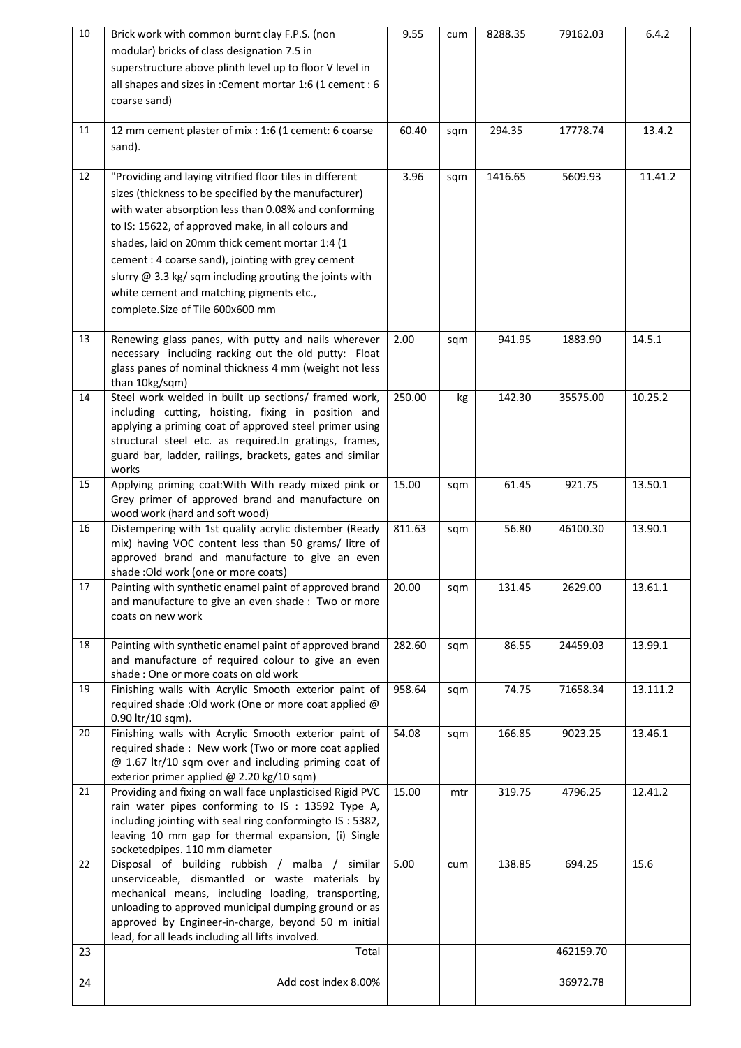| 10 | Brick work with common burnt clay F.P.S. (non modular) bricks of class designation 7.5 in superstructure above plinth level up to floor V level in all shapes and sizes in :Cement mortar 1:6 (1 cement : 6 coarse sand) | 9.55 | cum | 8288.35 | 79162.03 | 6.4.2 |
|---|---|---|---|---|---|---|
| 11 | 12 mm cement plaster of mix : 1:6 (1 cement: 6 coarse sand). | 60.40 | sqm | 294.35 | 17778.74 | 13.4.2 |
| 12 | "Providing and laying vitrified floor tiles in different sizes (thickness to be specified by the manufacturer) with water absorption less than 0.08% and conforming to IS: 15622, of approved make, in all colours and shades, laid on 20mm thick cement mortar 1:4 (1 cement : 4 coarse sand), jointing with grey cement slurry @ 3.3 kg/ sqm including grouting the joints with white cement and matching pigments etc., complete.Size of Tile 600x600 mm | 3.96 | sqm | 1416.65 | 5609.93 | 11.41.2 |
| 13 | Renewing glass panes, with putty and nails wherever necessary including racking out the old putty: Float glass panes of nominal thickness 4 mm (weight not less than 10kg/sqm) | 2.00 | sqm | 941.95 | 1883.90 | 14.5.1 |
| 14 | Steel work welded in built up sections/ framed work, including cutting, hoisting, fixing in position and applying a priming coat of approved steel primer using structural steel etc. as required.In gratings, frames, guard bar, ladder, railings, brackets, gates and similar works | 250.00 | kg | 142.30 | 35575.00 | 10.25.2 |
| 15 | Applying priming coat:With With ready mixed pink or Grey primer of approved brand and manufacture on wood work (hard and soft wood) | 15.00 | sqm | 61.45 | 921.75 | 13.50.1 |
| 16 | Distempering with 1st quality acrylic distember (Ready mix) having VOC content less than 50 grams/ litre of approved brand and manufacture to give an even shade :Old work (one or more coats) | 811.63 | sqm | 56.80 | 46100.30 | 13.90.1 |
| 17 | Painting with synthetic enamel paint of approved brand and manufacture to give an even shade : Two or more coats on new work | 20.00 | sqm | 131.45 | 2629.00 | 13.61.1 |
| 18 | Painting with synthetic enamel paint of approved brand and manufacture of required colour to give an even shade : One or more coats on old work | 282.60 | sqm | 86.55 | 24459.03 | 13.99.1 |
| 19 | Finishing walls with Acrylic Smooth exterior paint of required shade :Old work (One or more coat applied @ 0.90 ltr/10 sqm). | 958.64 | sqm | 74.75 | 71658.34 | 13.111.2 |
| 20 | Finishing walls with Acrylic Smooth exterior paint of required shade : New work (Two or more coat applied @ 1.67 ltr/10 sqm over and including priming coat of exterior primer applied @ 2.20 kg/10 sqm) | 54.08 | sqm | 166.85 | 9023.25 | 13.46.1 |
| 21 | Providing and fixing on wall face unplasticised Rigid PVC rain water pipes conforming to IS : 13592 Type A, including jointing with seal ring conformingto IS : 5382, leaving 10 mm gap for thermal expansion, (i) Single socketedpipes. 110 mm diameter | 15.00 | mtr | 319.75 | 4796.25 | 12.41.2 |
| 22 | Disposal of building rubbish / malba / similar unserviceable, dismantled or waste materials by mechanical means, including loading, transporting, unloading to approved municipal dumping ground or as approved by Engineer-in-charge, beyond 50 m initial lead, for all leads including all lifts involved. | 5.00 | cum | 138.85 | 694.25 | 15.6 |
| 23 | Total | | | | 462159.70 | |
| 24 | Add cost index 8.00% | | | | 36972.78 | |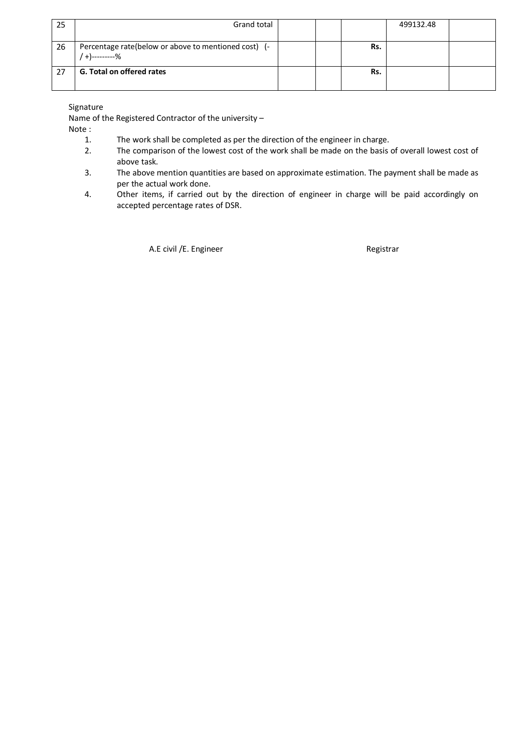| | | | | | | |
|---|---|---|---|---|---|---|
| 25 | Grand total | | | | 499132.48 | |
| 26 | Percentage rate(below or above to mentioned cost) (- / +)---------% | | | **Rs.** | | |
| 27 | **G. Total on offered rates** | | | **Rs.** | | |

Signature

Name of the Registered Contractor of the university –

Note :

1. The work shall be completed as per the direction of the engineer in charge.
2. The comparison of the lowest cost of the work shall be made on the basis of overall lowest cost of above task.
3. The above mention quantities are based on approximate estimation. The payment shall be made as per the actual work done.
4. Other items, if carried out by the direction of engineer in charge will be paid accordingly on accepted percentage rates of DSR.

A.E civil /E. Engineer　　　　　　　　Registrar